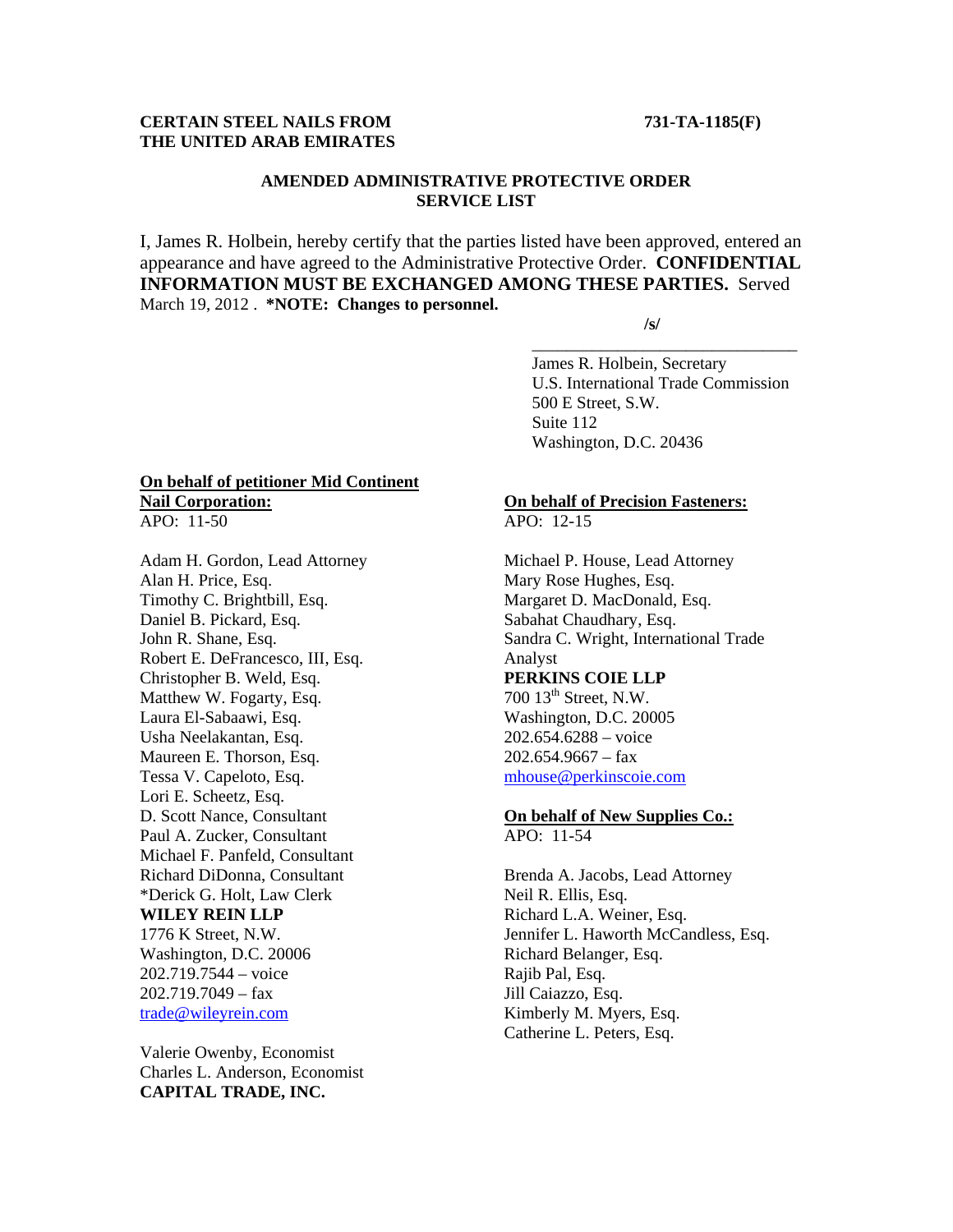**CERTAIN STEEL NAILS FROM THE UNITED ARAB EMIRATES** **731-TA-1185(F)**

**AMENDED ADMINISTRATIVE PROTECTIVE ORDER SERVICE LIST**

I, James R. Holbein, hereby certify that the parties listed have been approved, entered an appearance and have agreed to the Administrative Protective Order. **CONFIDENTIAL INFORMATION MUST BE EXCHANGED AMONG THESE PARTIES.** Served March 19, 2012 . **\*NOTE: Changes to personnel.**

**/s/**

James R. Holbein, Secretary
U.S. International Trade Commission
500 E Street, S.W.
Suite 112
Washington, D.C. 20436

**On behalf of petitioner Mid Continent Nail Corporation:**
APO: 11-50

Adam H. Gordon, Lead Attorney
Alan H. Price, Esq.
Timothy C. Brightbill, Esq.
Daniel B. Pickard, Esq.
John R. Shane, Esq.
Robert E. DeFrancesco, III, Esq.
Christopher B. Weld, Esq.
Matthew W. Fogarty, Esq.
Laura El-Sabaawi, Esq.
Usha Neelakantan, Esq.
Maureen E. Thorson, Esq.
Tessa V. Capeloto, Esq.
Lori E. Scheetz, Esq.
D. Scott Nance, Consultant
Paul A. Zucker, Consultant
Michael F. Panfeld, Consultant
Richard DiDonna, Consultant
*Derick G. Holt, Law Clerk
**WILEY REIN LLP**
1776 K Street, N.W.
Washington, D.C. 20006
202.719.7544 – voice
202.719.7049 – fax
trade@wileyrein.com

Valerie Owenby, Economist
Charles L. Anderson, Economist
**CAPITAL TRADE, INC.**

**On behalf of Precision Fasteners:**
APO: 12-15

Michael P. House, Lead Attorney
Mary Rose Hughes, Esq.
Margaret D. MacDonald, Esq.
Sabahat Chaudhary, Esq.
Sandra C. Wright, International Trade Analyst
**PERKINS COIE LLP**
700 13th Street, N.W.
Washington, D.C. 20005
202.654.6288 – voice
202.654.9667 – fax
mhouse@perkinscoie.com

**On behalf of New Supplies Co.:**
APO: 11-54

Brenda A. Jacobs, Lead Attorney
Neil R. Ellis, Esq.
Richard L.A. Weiner, Esq.
Jennifer L. Haworth McCandless, Esq.
Richard Belanger, Esq.
Rajib Pal, Esq.
Jill Caiazzo, Esq.
Kimberly M. Myers, Esq.
Catherine L. Peters, Esq.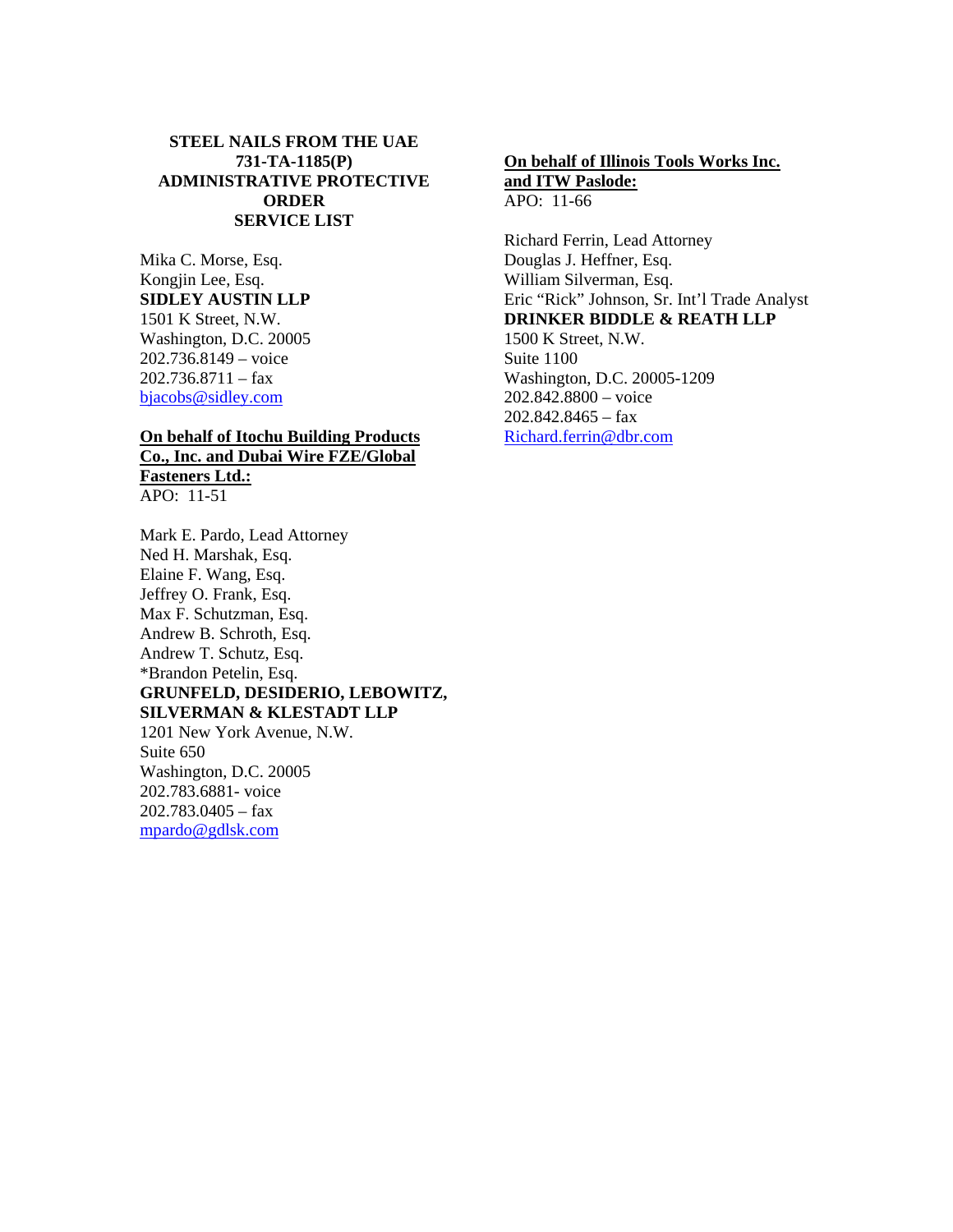**STEEL NAILS FROM THE UAE**
**731-TA-1185(P)**
**ADMINISTRATIVE PROTECTIVE ORDER**
**SERVICE LIST**

Mika C. Morse, Esq.
Kongjin Lee, Esq.
**SIDLEY AUSTIN LLP**
1501 K Street, N.W.
Washington, D.C. 20005
202.736.8149 – voice
202.736.8711 – fax
bjacobs@sidley.com

**On behalf of Itochu Building Products Co., Inc. and Dubai Wire FZE/Global Fasteners Ltd.:**
APO: 11-51

Mark E. Pardo, Lead Attorney
Ned H. Marshak, Esq.
Elaine F. Wang, Esq.
Jeffrey O. Frank, Esq.
Max F. Schutzman, Esq.
Andrew B. Schroth, Esq.
Andrew T. Schutz, Esq.
*Brandon Petelin, Esq.
**GRUNFELD, DESIDERIO, LEBOWITZ, SILVERMAN & KLESTADT LLP**
1201 New York Avenue, N.W.
Suite 650
Washington, D.C. 20005
202.783.6881- voice
202.783.0405 – fax
mpardo@gdlsk.com

**On behalf of Illinois Tools Works Inc. and ITW Paslode:**
APO: 11-66

Richard Ferrin, Lead Attorney
Douglas J. Heffner, Esq.
William Silverman, Esq.
Eric "Rick" Johnson, Sr. Int'l Trade Analyst
**DRINKER BIDDLE & REATH LLP**
1500 K Street, N.W.
Suite 1100
Washington, D.C. 20005-1209
202.842.8800 – voice
202.842.8465 – fax
Richard.ferrin@dbr.com